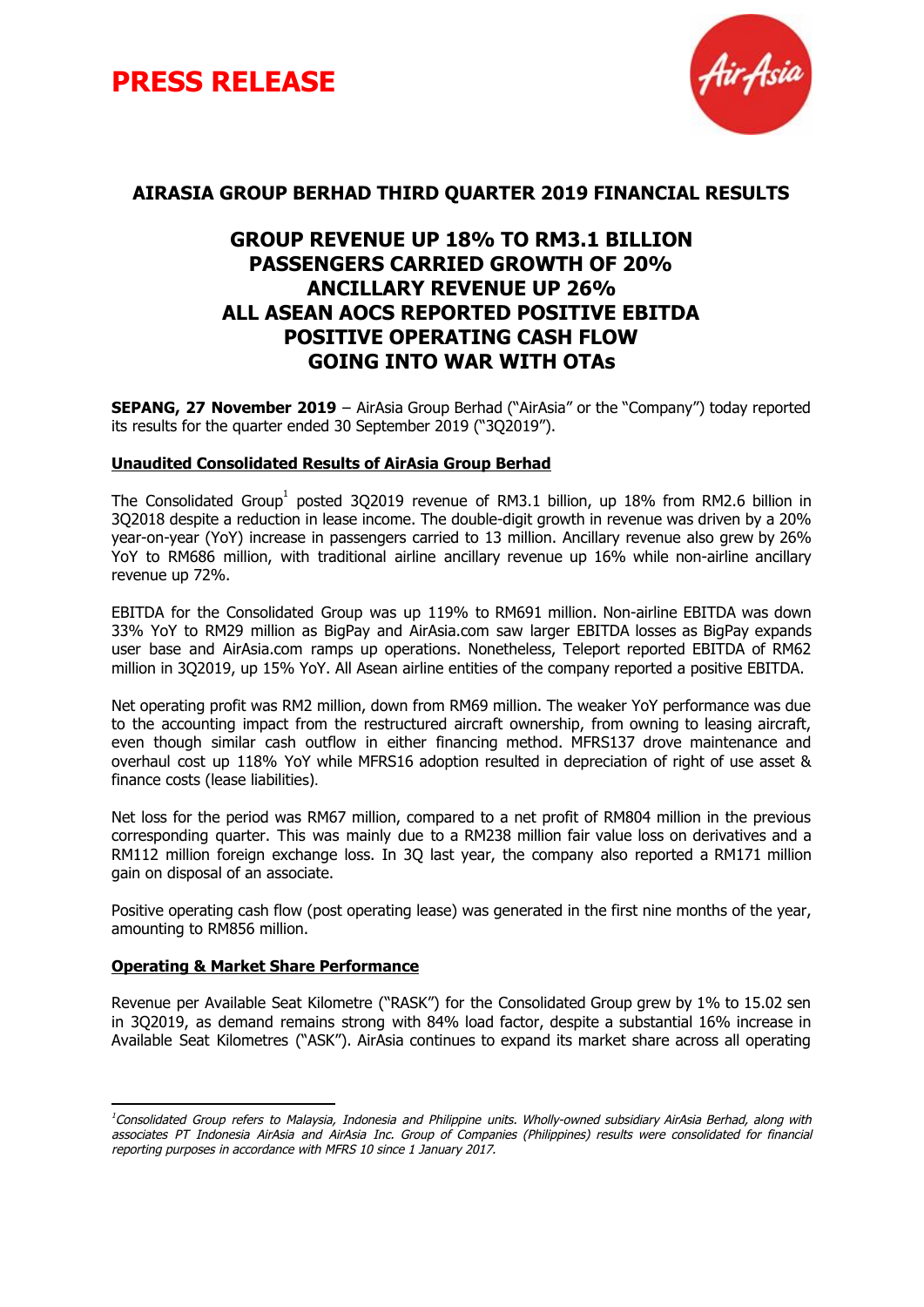# PRESS RELEASE

## AIRASIA GROUP BERHAD THIRD QUARTER 2019 FINANCIAL RESULTS

### GROUP REVENUE UP 18% TO RM3.1 BILLION
### PASSENGERS CARRIED GROWTH OF 20%
### ANCILLARY REVENUE UP 26%
### ALL ASEAN AOCS REPORTED POSITIVE EBITDA
### POSITIVE OPERATING CASH FLOW
### GOING INTO WAR WITH OTAs

**SEPANG, 27 November 2019** – AirAsia Group Berhad ("AirAsia" or the "Company") today reported its results for the quarter ended 30 September 2019 ("3Q2019").

**Unaudited Consolidated Results of AirAsia Group Berhad**

The Consolidated Group[1] posted 3Q2019 revenue of RM3.1 billion, up 18% from RM2.6 billion in 3Q2018 despite a reduction in lease income. The double-digit growth in revenue was driven by a 20% year-on-year (YoY) increase in passengers carried to 13 million. Ancillary revenue also grew by 26% YoY to RM686 million, with traditional airline ancillary revenue up 16% while non-airline ancillary revenue up 72%.

EBITDA for the Consolidated Group was up 119% to RM691 million. Non-airline EBITDA was down 33% YoY to RM29 million as BigPay and AirAsia.com saw larger EBITDA losses as BigPay expands user base and AirAsia.com ramps up operations. Nonetheless, Teleport reported EBITDA of RM62 million in 3Q2019, up 15% YoY. All Asean airline entities of the company reported a positive EBITDA.

Net operating profit was RM2 million, down from RM69 million. The weaker YoY performance was due to the accounting impact from the restructured aircraft ownership, from owning to leasing aircraft, even though similar cash outflow in either financing method. MFRS137 drove maintenance and overhaul cost up 118% YoY while MFRS16 adoption resulted in depreciation of right of use asset & finance costs (lease liabilities).

Net loss for the period was RM67 million, compared to a net profit of RM804 million in the previous corresponding quarter. This was mainly due to a RM238 million fair value loss on derivatives and a RM112 million foreign exchange loss. In 3Q last year, the company also reported a RM171 million gain on disposal of an associate.

Positive operating cash flow (post operating lease) was generated in the first nine months of the year, amounting to RM856 million.

**Operating & Market Share Performance**

Revenue per Available Seat Kilometre ("RASK") for the Consolidated Group grew by 1% to 15.02 sen in 3Q2019, as demand remains strong with 84% load factor, despite a substantial 16% increase in Available Seat Kilometres ("ASK"). AirAsia continues to expand its market share across all operating

---

*[1] Consolidated Group refers to Malaysia, Indonesia and Philippine units. Wholly-owned subsidiary AirAsia Berhad, along with associates PT Indonesia AirAsia and AirAsia Inc. Group of Companies (Philippines) results were consolidated for financial reporting purposes in accordance with MFRS 10 since 1 January 2017.*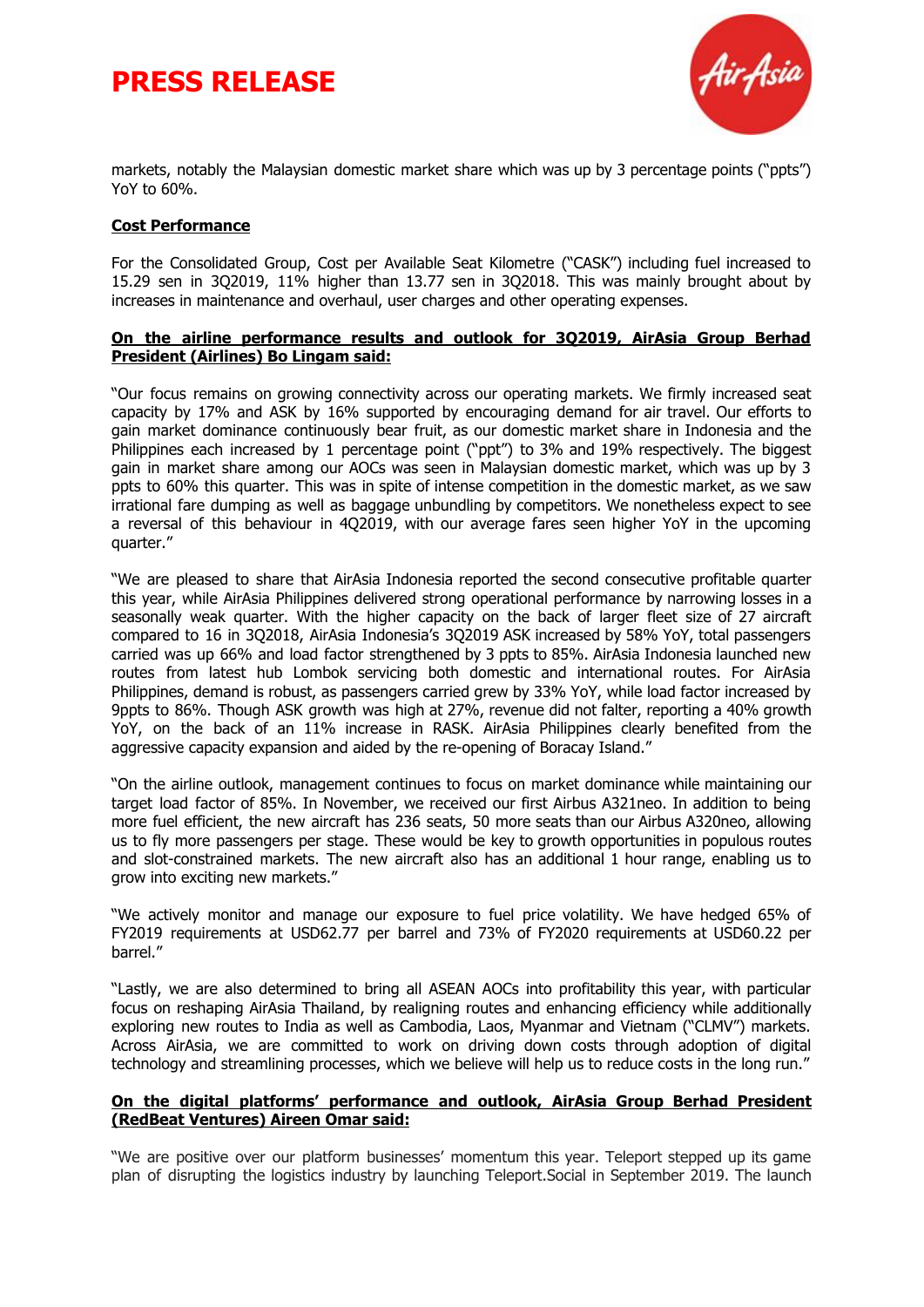markets, notably the Malaysian domestic market share which was up by 3 percentage points ("ppts") YoY to 60%.

**Cost Performance**

For the Consolidated Group, Cost per Available Seat Kilometre ("CASK") including fuel increased to 15.29 sen in 3Q2019, 11% higher than 13.77 sen in 3Q2018. This was mainly brought about by increases in maintenance and overhaul, user charges and other operating expenses.

**On the airline performance results and outlook for 3Q2019, AirAsia Group Berhad President (Airlines) Bo Lingam said:**

"Our focus remains on growing connectivity across our operating markets. We firmly increased seat capacity by 17% and ASK by 16% supported by encouraging demand for air travel. Our efforts to gain market dominance continuously bear fruit, as our domestic market share in Indonesia and the Philippines each increased by 1 percentage point ("ppt") to 3% and 19% respectively. The biggest gain in market share among our AOCs was seen in Malaysian domestic market, which was up by 3 ppts to 60% this quarter. This was in spite of intense competition in the domestic market, as we saw irrational fare dumping as well as baggage unbundling by competitors. We nonetheless expect to see a reversal of this behaviour in 4Q2019, with our average fares seen higher YoY in the upcoming quarter."

"We are pleased to share that AirAsia Indonesia reported the second consecutive profitable quarter this year, while AirAsia Philippines delivered strong operational performance by narrowing losses in a seasonally weak quarter. With the higher capacity on the back of larger fleet size of 27 aircraft compared to 16 in 3Q2018, AirAsia Indonesia's 3Q2019 ASK increased by 58% YoY, total passengers carried was up 66% and load factor strengthened by 3 ppts to 85%. AirAsia Indonesia launched new routes from latest hub Lombok servicing both domestic and international routes. For AirAsia Philippines, demand is robust, as passengers carried grew by 33% YoY, while load factor increased by 9ppts to 86%. Though ASK growth was high at 27%, revenue did not falter, reporting a 40% growth YoY, on the back of an 11% increase in RASK. AirAsia Philippines clearly benefited from the aggressive capacity expansion and aided by the re-opening of Boracay Island."

"On the airline outlook, management continues to focus on market dominance while maintaining our target load factor of 85%. In November, we received our first Airbus A321neo. In addition to being more fuel efficient, the new aircraft has 236 seats, 50 more seats than our Airbus A320neo, allowing us to fly more passengers per stage. These would be key to growth opportunities in populous routes and slot-constrained markets. The new aircraft also has an additional 1 hour range, enabling us to grow into exciting new markets."

"We actively monitor and manage our exposure to fuel price volatility. We have hedged 65% of FY2019 requirements at USD62.77 per barrel and 73% of FY2020 requirements at USD60.22 per barrel."

"Lastly, we are also determined to bring all ASEAN AOCs into profitability this year, with particular focus on reshaping AirAsia Thailand, by realigning routes and enhancing efficiency while additionally exploring new routes to India as well as Cambodia, Laos, Myanmar and Vietnam ("CLMV") markets. Across AirAsia, we are committed to work on driving down costs through adoption of digital technology and streamlining processes, which we believe will help us to reduce costs in the long run."

**On the digital platforms' performance and outlook, AirAsia Group Berhad President (RedBeat Ventures) Aireen Omar said:**

"We are positive over our platform businesses' momentum this year. Teleport stepped up its game plan of disrupting the logistics industry by launching Teleport.Social in September 2019. The launch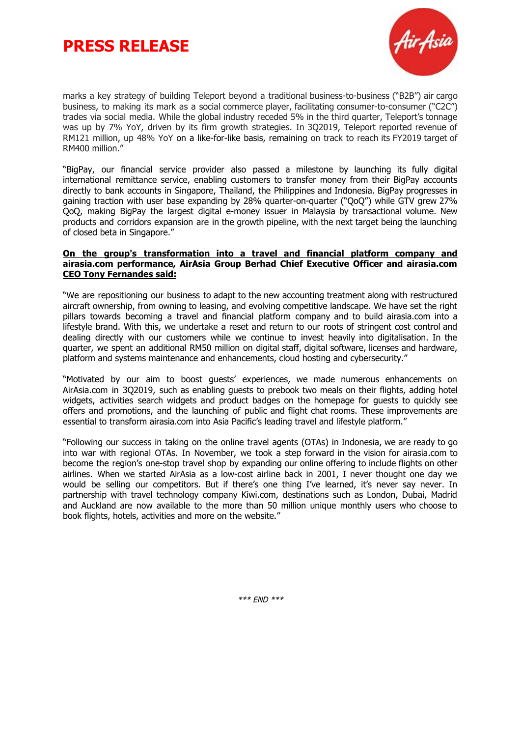marks a key strategy of building Teleport beyond a traditional business-to-business ("B2B") air cargo business, to making its mark as a social commerce player, facilitating consumer-to-consumer ("C2C") trades via social media. While the global industry receded 5% in the third quarter, Teleport's tonnage was up by 7% YoY, driven by its firm growth strategies. In 3Q2019, Teleport reported revenue of RM121 million, up 48% YoY on a like-for-like basis, remaining on track to reach its FY2019 target of RM400 million."

"BigPay, our financial service provider also passed a milestone by launching its fully digital international remittance service, enabling customers to transfer money from their BigPay accounts directly to bank accounts in Singapore, Thailand, the Philippines and Indonesia. BigPay progresses in gaining traction with user base expanding by 28% quarter-on-quarter ("QoQ") while GTV grew 27% QoQ, making BigPay the largest digital e-money issuer in Malaysia by transactional volume. New products and corridors expansion are in the growth pipeline, with the next target being the launching of closed beta in Singapore."

**On the group's transformation into a travel and financial platform company and airasia.com performance, AirAsia Group Berhad Chief Executive Officer and airasia.com CEO Tony Fernandes said:**

"We are repositioning our business to adapt to the new accounting treatment along with restructured aircraft ownership, from owning to leasing, and evolving competitive landscape. We have set the right pillars towards becoming a travel and financial platform company and to build airasia.com into a lifestyle brand. With this, we undertake a reset and return to our roots of stringent cost control and dealing directly with our customers while we continue to invest heavily into digitalisation. In the quarter, we spent an additional RM50 million on digital staff, digital software, licenses and hardware, platform and systems maintenance and enhancements, cloud hosting and cybersecurity."

"Motivated by our aim to boost guests' experiences, we made numerous enhancements on AirAsia.com in 3Q2019, such as enabling guests to prebook two meals on their flights, adding hotel widgets, activities search widgets and product badges on the homepage for guests to quickly see offers and promotions, and the launching of public and flight chat rooms. These improvements are essential to transform airasia.com into Asia Pacific's leading travel and lifestyle platform."

"Following our success in taking on the online travel agents (OTAs) in Indonesia, we are ready to go into war with regional OTAs. In November, we took a step forward in the vision for airasia.com to become the region's one-stop travel shop by expanding our online offering to include flights on other airlines. When we started AirAsia as a low-cost airline back in 2001, I never thought one day we would be selling our competitors. But if there's one thing I've learned, it's never say never. In partnership with travel technology company Kiwi.com, destinations such as London, Dubai, Madrid and Auckland are now available to the more than 50 million unique monthly users who choose to book flights, hotels, activities and more on the website."

*\*\*\* END \*\*\**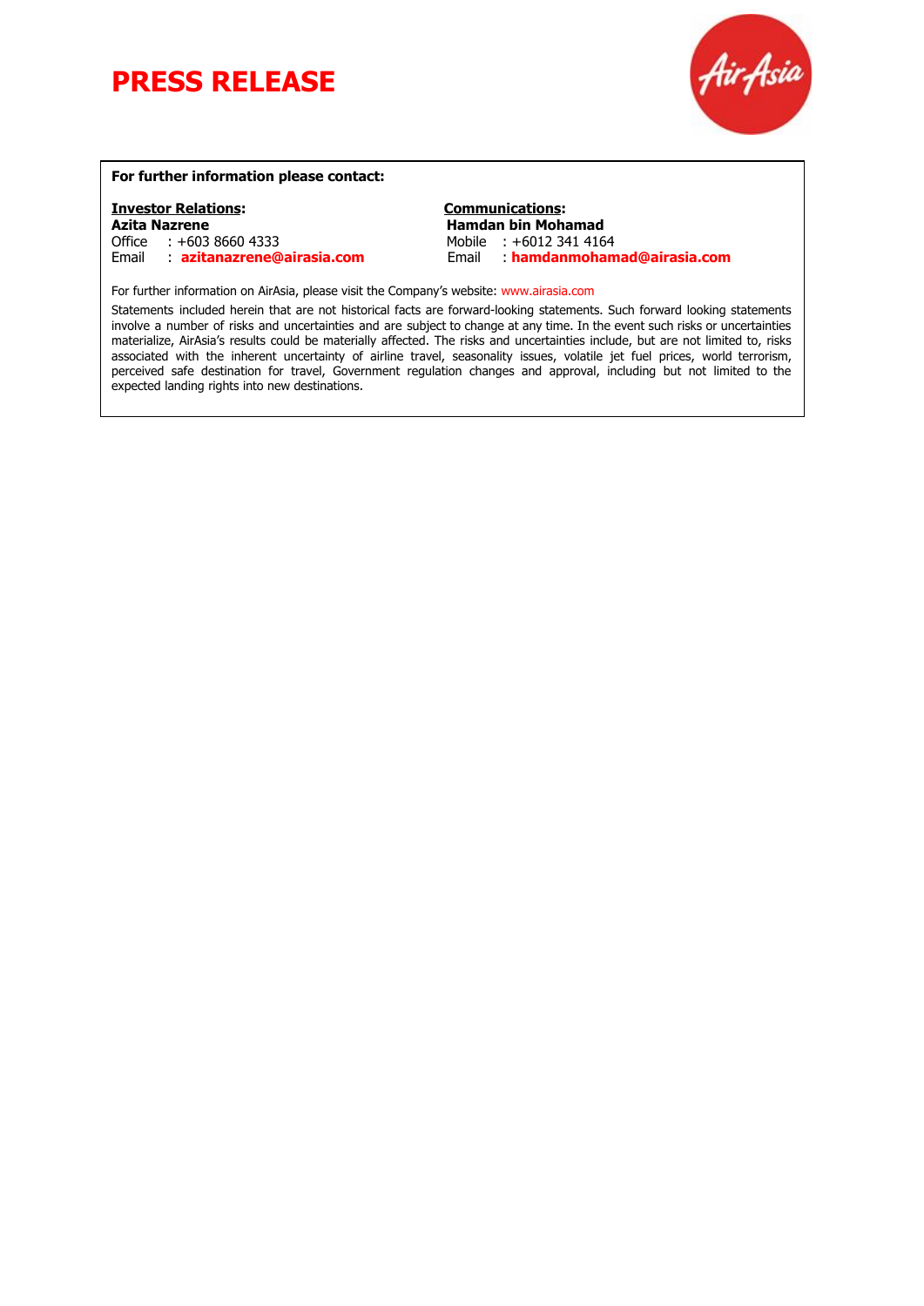# PRESS RELEASE

**For further information please contact:**

**Investor Relations:**
**Azita Nazrene**
Office : +603 8660 4333
Email : **azitanazrene@airasia.com**

**Communications:**
**Hamdan bin Mohamad**
Mobile : +6012 341 4164
Email : **hamdanmohamad@airasia.com**

For further information on AirAsia, please visit the Company's website: www.airasia.com

Statements included herein that are not historical facts are forward-looking statements. Such forward looking statements involve a number of risks and uncertainties and are subject to change at any time. In the event such risks or uncertainties materialize, AirAsia's results could be materially affected. The risks and uncertainties include, but are not limited to, risks associated with the inherent uncertainty of airline travel, seasonality issues, volatile jet fuel prices, world terrorism, perceived safe destination for travel, Government regulation changes and approval, including but not limited to the expected landing rights into new destinations.